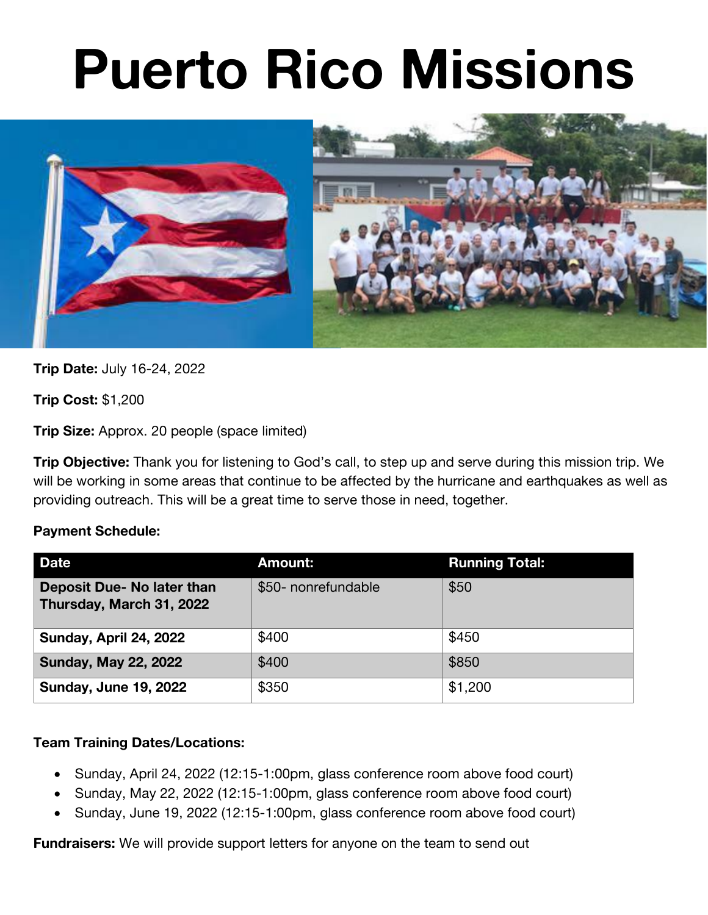# Puerto Rico Missions

**Trip Date:** July 16-24, 2022

**Trip Cost:** $1,200

**Trip Size:** Approx. 20 people (space limited)

**Trip Objective:** Thank you for listening to God's call, to step up and serve during this mission trip. We will be working in some areas that continue to be affected by the hurricane and earthquakes as well as providing outreach. This will be a great time to serve those in need, together.

**Payment Schedule:**

| Date | Amount: | Running Total: |
|---|---|---|
| **Deposit Due- No later than Thursday, March 31, 2022** | $50- nonrefundable | $50 |
| **Sunday, April 24, 2022** | $400 | $450 |
| **Sunday, May 22, 2022** | $400 | $850 |
| **Sunday, June 19, 2022** | $350 | $1,200 |

**Team Training Dates/Locations:**

- Sunday, April 24, 2022 (12:15-1:00pm, glass conference room above food court)
- Sunday, May 22, 2022 (12:15-1:00pm, glass conference room above food court)
- Sunday, June 19, 2022 (12:15-1:00pm, glass conference room above food court)

**Fundraisers:** We will provide support letters for anyone on the team to send out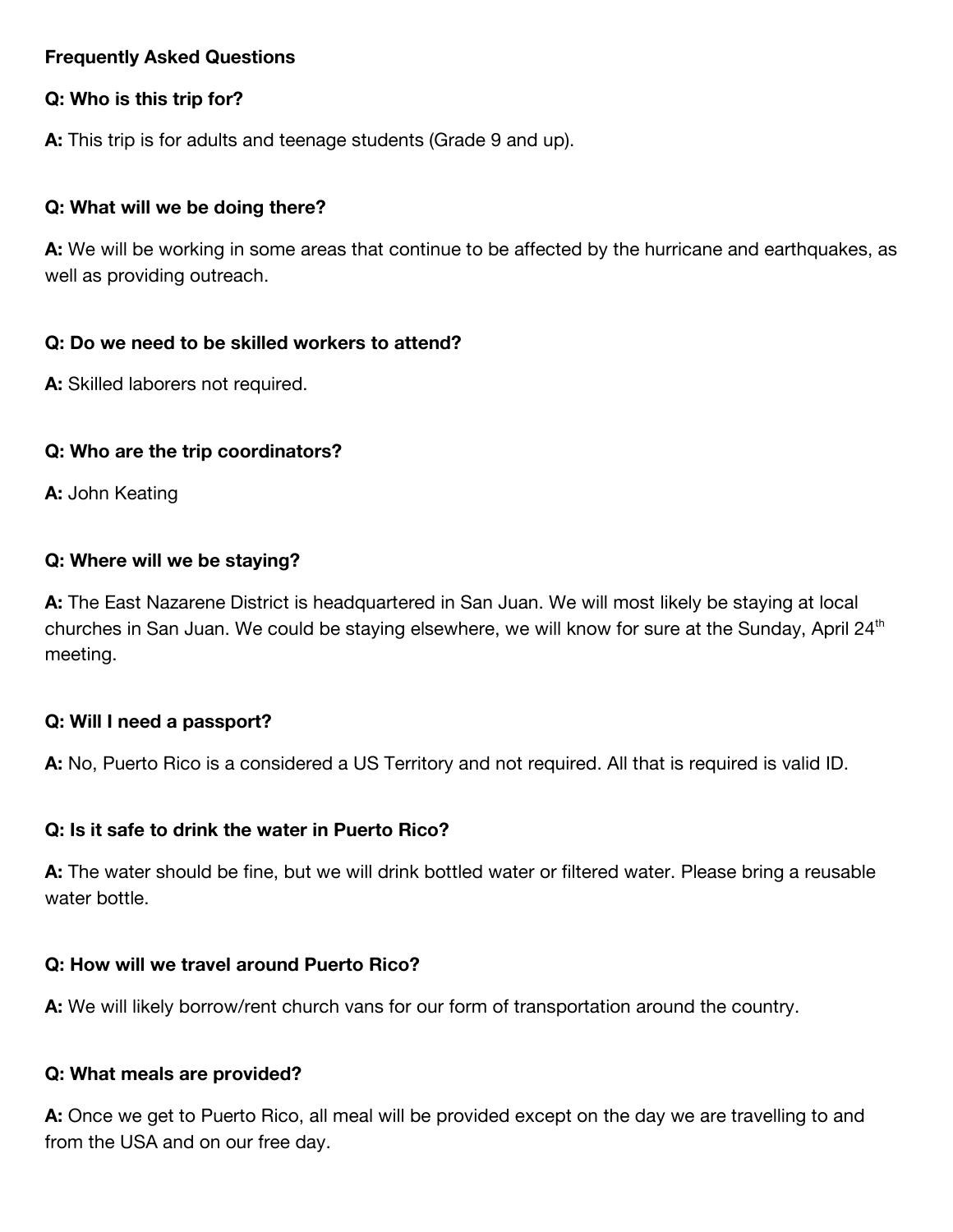**Frequently Asked Questions**

**Q: Who is this trip for?**

**A:** This trip is for adults and teenage students (Grade 9 and up).

**Q: What will we be doing there?**

**A:** We will be working in some areas that continue to be affected by the hurricane and earthquakes, as well as providing outreach.

**Q: Do we need to be skilled workers to attend?**

**A:** Skilled laborers not required.

**Q: Who are the trip coordinators?**

**A:** John Keating

**Q: Where will we be staying?**

**A:** The East Nazarene District is headquartered in San Juan. We will most likely be staying at local churches in San Juan. We could be staying elsewhere, we will know for sure at the Sunday, April 24th meeting.

**Q: Will I need a passport?**

**A:** No, Puerto Rico is a considered a US Territory and not required. All that is required is valid ID.

**Q: Is it safe to drink the water in Puerto Rico?**

**A:** The water should be fine, but we will drink bottled water or filtered water. Please bring a reusable water bottle.

**Q: How will we travel around Puerto Rico?**

**A:** We will likely borrow/rent church vans for our form of transportation around the country.

**Q: What meals are provided?**

**A:** Once we get to Puerto Rico, all meal will be provided except on the day we are travelling to and from the USA and on our free day.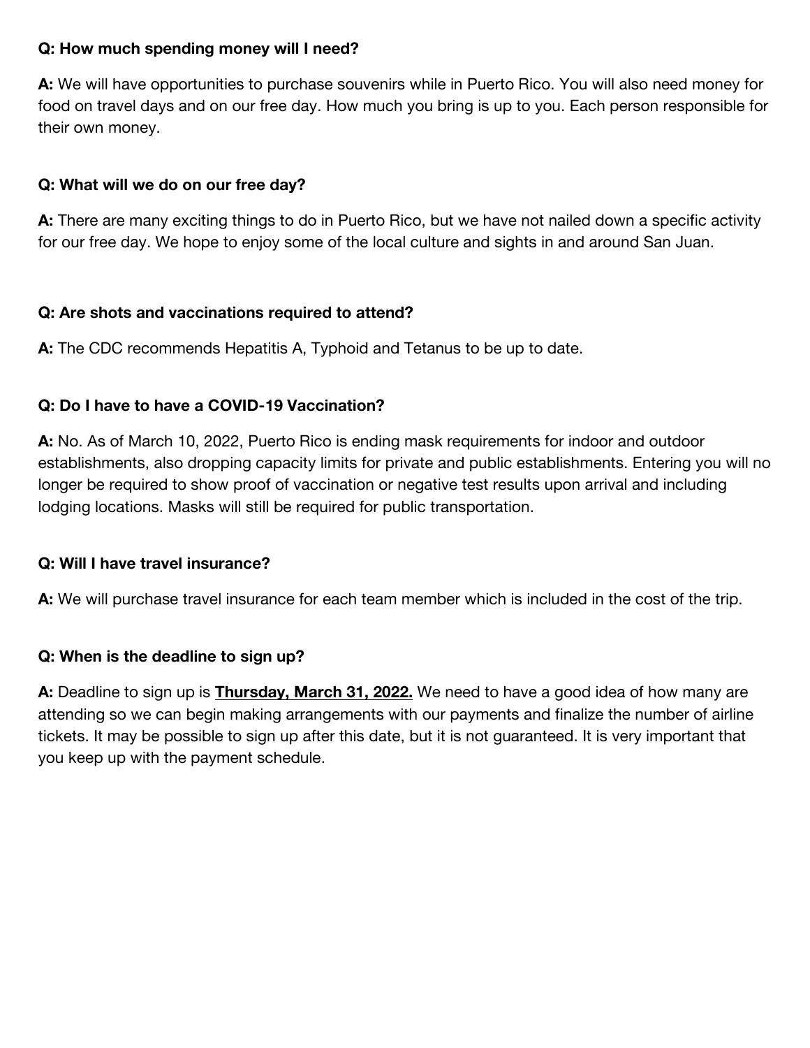**Q: How much spending money will I need?**

**A:** We will have opportunities to purchase souvenirs while in Puerto Rico. You will also need money for food on travel days and on our free day. How much you bring is up to you. Each person responsible for their own money.

**Q: What will we do on our free day?**

**A:** There are many exciting things to do in Puerto Rico, but we have not nailed down a specific activity for our free day. We hope to enjoy some of the local culture and sights in and around San Juan.

**Q: Are shots and vaccinations required to attend?**

**A:** The CDC recommends Hepatitis A, Typhoid and Tetanus to be up to date.

**Q: Do I have to have a COVID-19 Vaccination?**

**A:** No. As of March 10, 2022, Puerto Rico is ending mask requirements for indoor and outdoor establishments, also dropping capacity limits for private and public establishments. Entering you will no longer be required to show proof of vaccination or negative test results upon arrival and including lodging locations. Masks will still be required for public transportation.

**Q: Will I have travel insurance?**

**A:** We will purchase travel insurance for each team member which is included in the cost of the trip.

**Q: When is the deadline to sign up?**

**A:** Deadline to sign up is **<u>Thursday, March 31, 2022.</u>** We need to have a good idea of how many are attending so we can begin making arrangements with our payments and finalize the number of airline tickets. It may be possible to sign up after this date, but it is not guaranteed. It is very important that you keep up with the payment schedule.